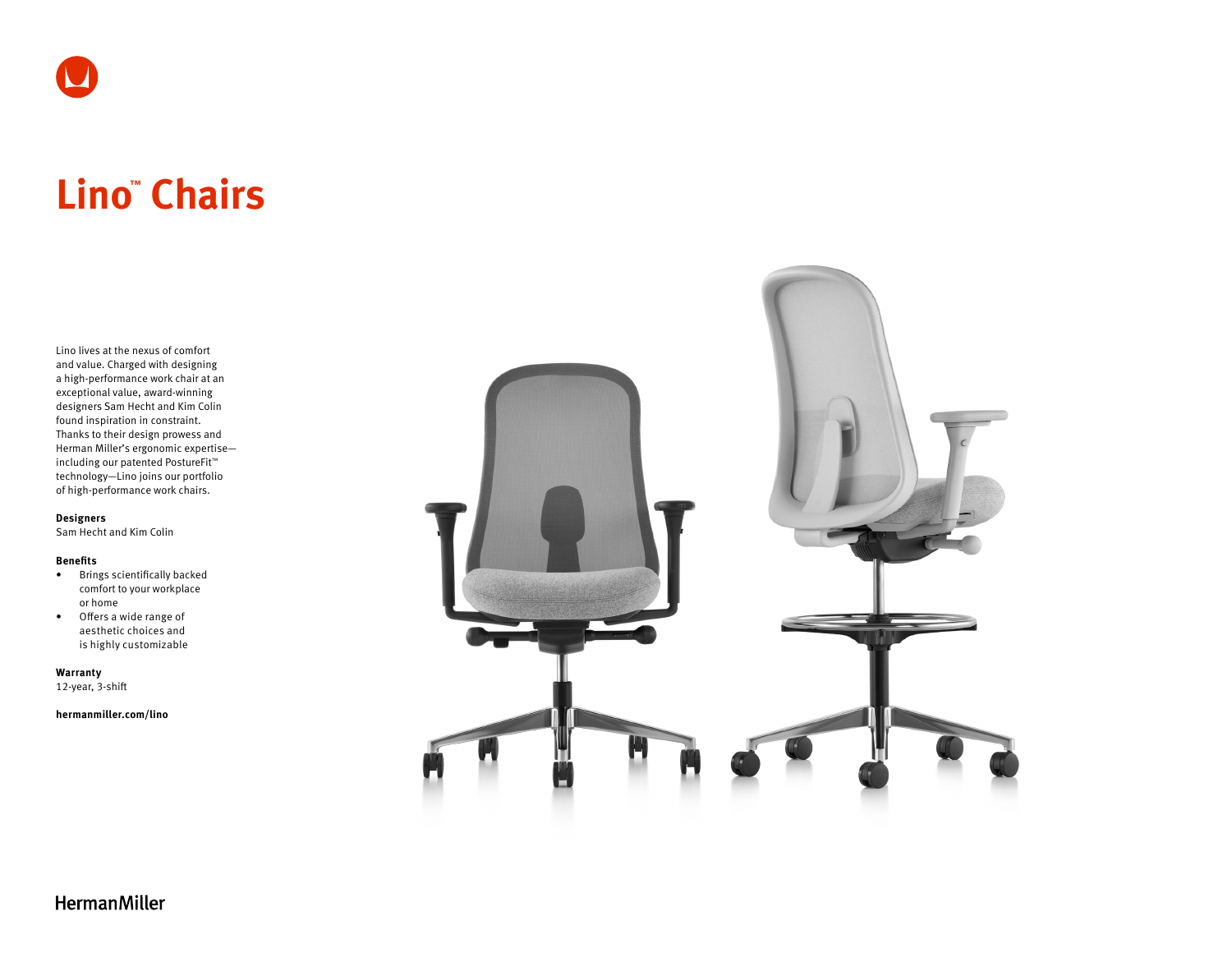# Lino™ Chairs

Lino lives at the nexus of comfort and value. Charged with designing a high-performance work chair at an exceptional value, award-winning designers Sam Hecht and Kim Colin found inspiration in constraint. Thanks to their design prowess and Herman Miller's ergonomic expertise—including our patented PostureFit™ technology—Lino joins our portfolio of high-performance work chairs.

**Designers**
Sam Hecht and Kim Colin

**Benefits**

- Brings scientifically backed comfort to your workplace or home
- Offers a wide range of aesthetic choices and is highly customizable

**Warranty**
12-year, 3-shift

**hermanmiller.com/lino**

HermanMiller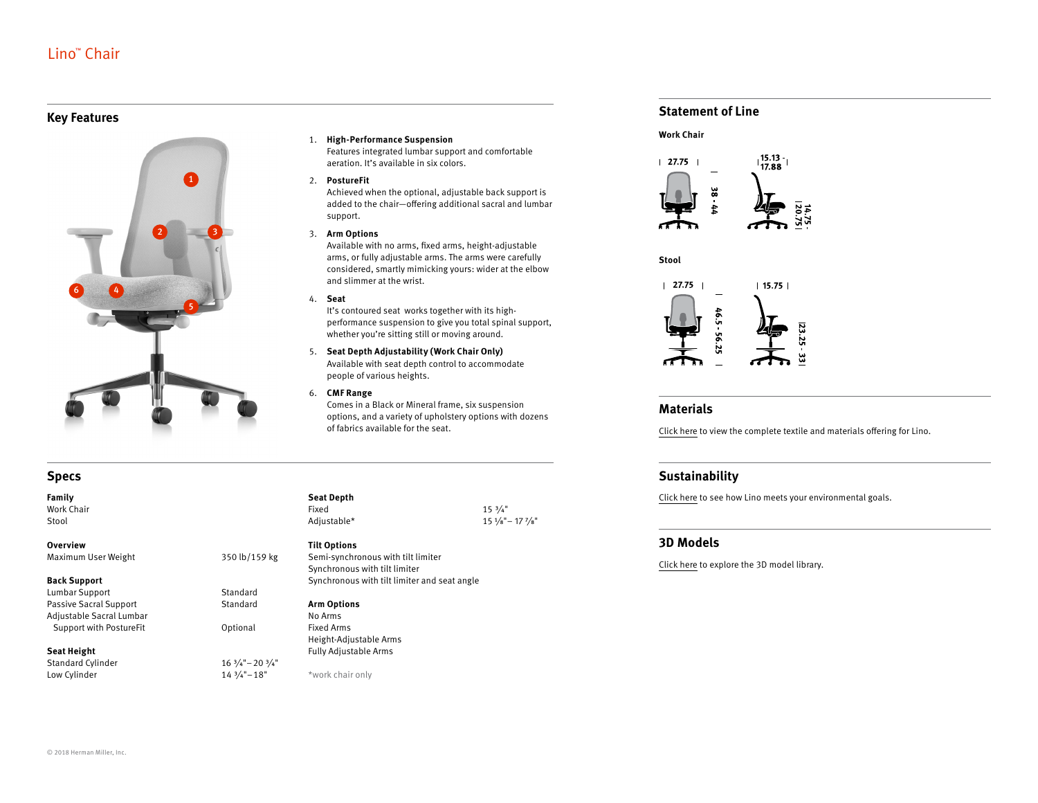# Lino™ Chair

## Key Features

1. **High-Performance Suspension**
   Features integrated lumbar support and comfortable aeration. It's available in six colors.

2. **PostureFit**
   Achieved when the optional, adjustable back support is added to the chair—offering additional sacral and lumbar support.

3. **Arm Options**
   Available with no arms, fixed arms, height-adjustable arms, or fully adjustable arms. The arms were carefully considered, smartly mimicking yours: wider at the elbow and slimmer at the wrist.

4. **Seat**
   It's contoured seat works together with its high-performance suspension to give you total spinal support, whether you're sitting still or moving around.

5. **Seat Depth Adjustability (Work Chair Only)**
   Available with seat depth control to accommodate people of various heights.

6. **CMF Range**
   Comes in a Black or Mineral frame, six suspension options, and a variety of upholstery options with dozens of fabrics available for the seat.

## Specs

**Family**
Work Chair
Stool

**Overview**

| | |
|---|---|
| Maximum User Weight | 350 lb/159 kg |

**Back Support**

| | |
|---|---|
| Lumbar Support | Standard |
| Passive Sacral Support | Standard |
| Adjustable Sacral Lumbar Support with PostureFit | Optional |

**Seat Height**

| | |
|---|---|
| Standard Cylinder | 16 ¾"– 20 ¾" |
| Low Cylinder | 14 ¾"– 18" |

**Seat Depth**

| | |
|---|---|
| Fixed | 15 ¾" |
| Adjustable* | 15 ⅛"– 17 ⅞" |

**Tilt Options**
Semi-synchronous with tilt limiter
Synchronous with tilt limiter
Synchronous with tilt limiter and seat angle

**Arm Options**
No Arms
Fixed Arms
Height-Adjustable Arms
Fully Adjustable Arms

*work chair only

## Statement of Line

**Work Chair**

27.75
38 - 44
15.13 - 17.88
14.75 - 20.75

**Stool**

27.75
46.5 - 56.25
15.75
23.25 - 33

## Materials

Click here to view the complete textile and materials offering for Lino.

## Sustainability

Click here to see how Lino meets your environmental goals.

## 3D Models

Click here to explore the 3D model library.

© 2018 Herman Miller, Inc.